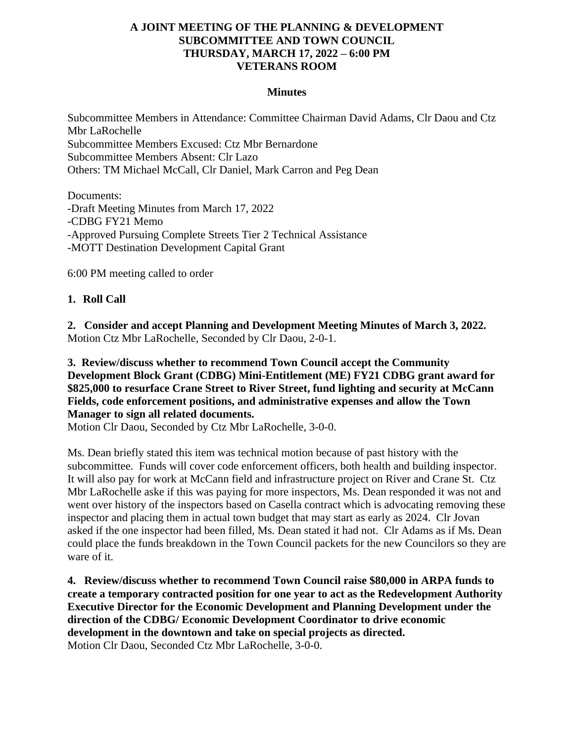**A JOINT MEETING OF THE PLANNING & DEVELOPMENT SUBCOMMITTEE AND TOWN COUNCIL**
**THURSDAY, MARCH 17, 2022 – 6:00 PM**
**VETERANS ROOM**

**Minutes**

Subcommittee Members in Attendance: Committee Chairman David Adams, Clr Daou and Ctz Mbr LaRochelle
Subcommittee Members Excused: Ctz Mbr Bernardone
Subcommittee Members Absent: Clr Lazo
Others: TM Michael McCall, Clr Daniel, Mark Carron and Peg Dean

Documents:
-Draft Meeting Minutes from March 17, 2022
-CDBG FY21 Memo
-Approved Pursuing Complete Streets Tier 2 Technical Assistance
-MOTT Destination Development Capital Grant

6:00 PM meeting called to order

**1. Roll Call**

**2. Consider and accept Planning and Development Meeting Minutes of March 3, 2022.**
Motion Ctz Mbr LaRochelle, Seconded by Clr Daou, 2-0-1.

**3. Review/discuss whether to recommend Town Council accept the Community Development Block Grant (CDBG) Mini-Entitlement (ME) FY21 CDBG grant award for $825,000 to resurface Crane Street to River Street, fund lighting and security at McCann Fields, code enforcement positions, and administrative expenses and allow the Town Manager to sign all related documents.**
Motion Clr Daou, Seconded by Ctz Mbr LaRochelle, 3-0-0.

Ms. Dean briefly stated this item was technical motion because of past history with the subcommittee. Funds will cover code enforcement officers, both health and building inspector. It will also pay for work at McCann field and infrastructure project on River and Crane St. Ctz Mbr LaRochelle aske if this was paying for more inspectors, Ms. Dean responded it was not and went over history of the inspectors based on Casella contract which is advocating removing these inspector and placing them in actual town budget that may start as early as 2024. Clr Jovan asked if the one inspector had been filled, Ms. Dean stated it had not. Clr Adams as if Ms. Dean could place the funds breakdown in the Town Council packets for the new Councilors so they are ware of it.

**4. Review/discuss whether to recommend Town Council raise $80,000 in ARPA funds to create a temporary contracted position for one year to act as the Redevelopment Authority Executive Director for the Economic Development and Planning Development under the direction of the CDBG/ Economic Development Coordinator to drive economic development in the downtown and take on special projects as directed.**
Motion Clr Daou, Seconded Ctz Mbr LaRochelle, 3-0-0.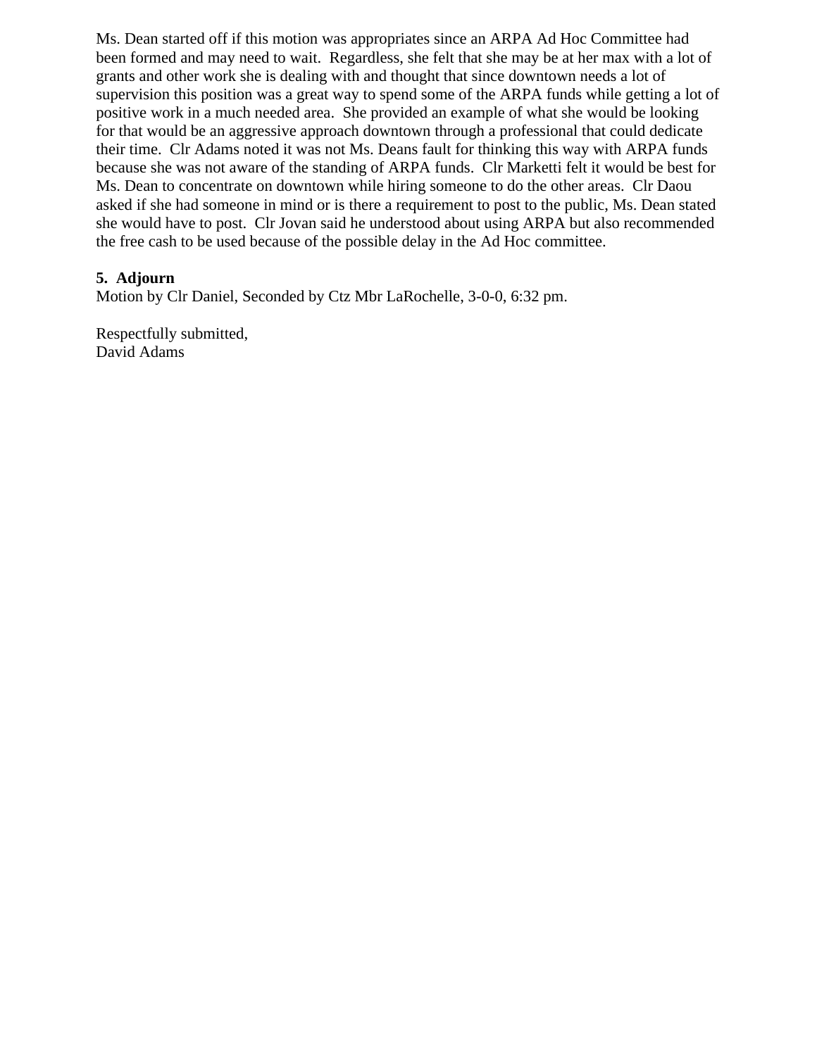Ms. Dean started off if this motion was appropriates since an ARPA Ad Hoc Committee had been formed and may need to wait. Regardless, she felt that she may be at her max with a lot of grants and other work she is dealing with and thought that since downtown needs a lot of supervision this position was a great way to spend some of the ARPA funds while getting a lot of positive work in a much needed area. She provided an example of what she would be looking for that would be an aggressive approach downtown through a professional that could dedicate their time. Clr Adams noted it was not Ms. Deans fault for thinking this way with ARPA funds because she was not aware of the standing of ARPA funds. Clr Marketti felt it would be best for Ms. Dean to concentrate on downtown while hiring someone to do the other areas. Clr Daou asked if she had someone in mind or is there a requirement to post to the public, Ms. Dean stated she would have to post. Clr Jovan said he understood about using ARPA but also recommended the free cash to be used because of the possible delay in the Ad Hoc committee.

**5. Adjourn**

Motion by Clr Daniel, Seconded by Ctz Mbr LaRochelle, 3-0-0, 6:32 pm.

Respectfully submitted,
David Adams